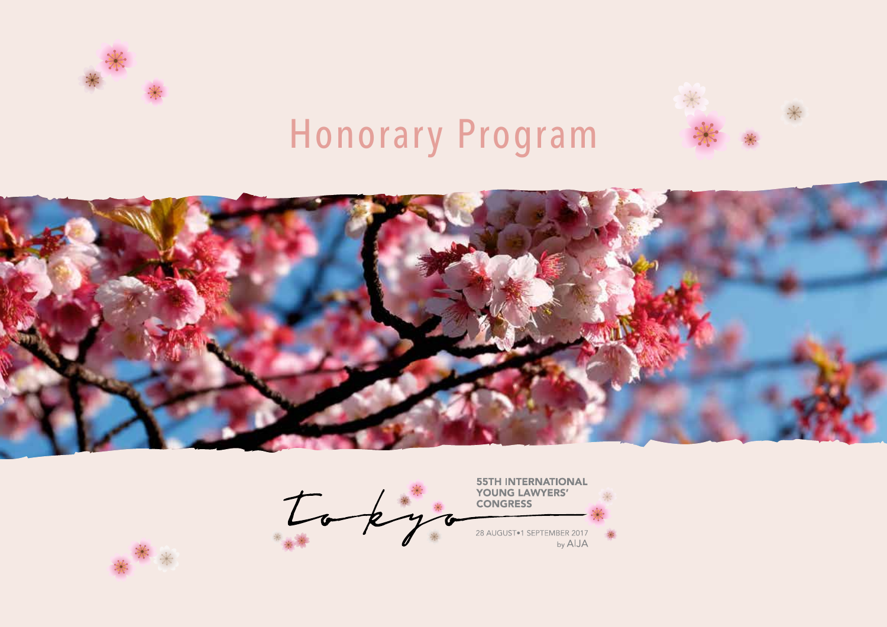# Honorary Program

Tokyo

55TH INTERNATIONAL YOUNG LAWYERS' CONGRESS

28 AUGUST•1 SEPTEMBER 2017

by AIJA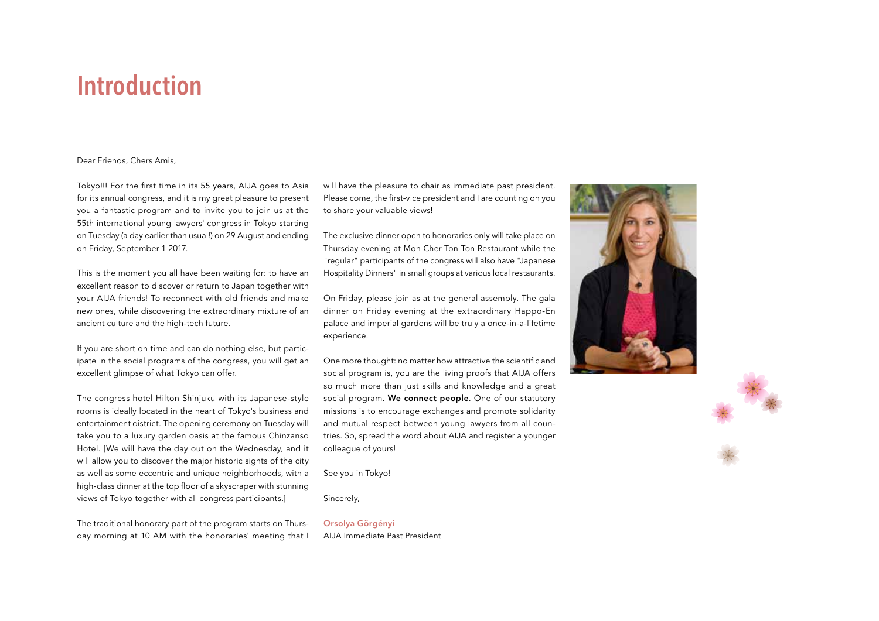# Introduction

Dear Friends, Chers Amis,

Tokyo!!! For the first time in its 55 years, AIJA goes to Asia for its annual congress, and it is my great pleasure to present you a fantastic program and to invite you to join us at the 55th international young lawyers' congress in Tokyo starting on Tuesday (a day earlier than usual!) on 29 August and ending on Friday, September 1 2017.

This is the moment you all have been waiting for: to have an excellent reason to discover or return to Japan together with your AIJA friends! To reconnect with old friends and make new ones, while discovering the extraordinary mixture of an ancient culture and the high-tech future.

If you are short on time and can do nothing else, but participate in the social programs of the congress, you will get an excellent glimpse of what Tokyo can offer.

The congress hotel Hilton Shinjuku with its Japanese-style rooms is ideally located in the heart of Tokyo's business and entertainment district. The opening ceremony on Tuesday will take you to a luxury garden oasis at the famous Chinzanso Hotel. [We will have the day out on the Wednesday, and it will allow you to discover the major historic sights of the city as well as some eccentric and unique neighborhoods, with a high-class dinner at the top floor of a skyscraper with stunning views of Tokyo together with all congress participants.]

The traditional honorary part of the program starts on Thursday morning at 10 AM with the honoraries' meeting that I will have the pleasure to chair as immediate past president. Please come, the first-vice president and I are counting on you to share your valuable views!

The exclusive dinner open to honoraries only will take place on Thursday evening at Mon Cher Ton Ton Restaurant while the "regular" participants of the congress will also have "Japanese Hospitality Dinners" in small groups at various local restaurants.

On Friday, please join as at the general assembly. The gala dinner on Friday evening at the extraordinary Happo-En palace and imperial gardens will be truly a once-in-a-lifetime experience.

One more thought: no matter how attractive the scientific and social program is, you are the living proofs that AIJA offers so much more than just skills and knowledge and a great social program. **We connect people**. One of our statutory missions is to encourage exchanges and promote solidarity and mutual respect between young lawyers from all countries. So, spread the word about AIJA and register a younger colleague of yours!

See you in Tokyo!

Sincerely,

**Orsolya Görgényi**
AIJA Immediate Past President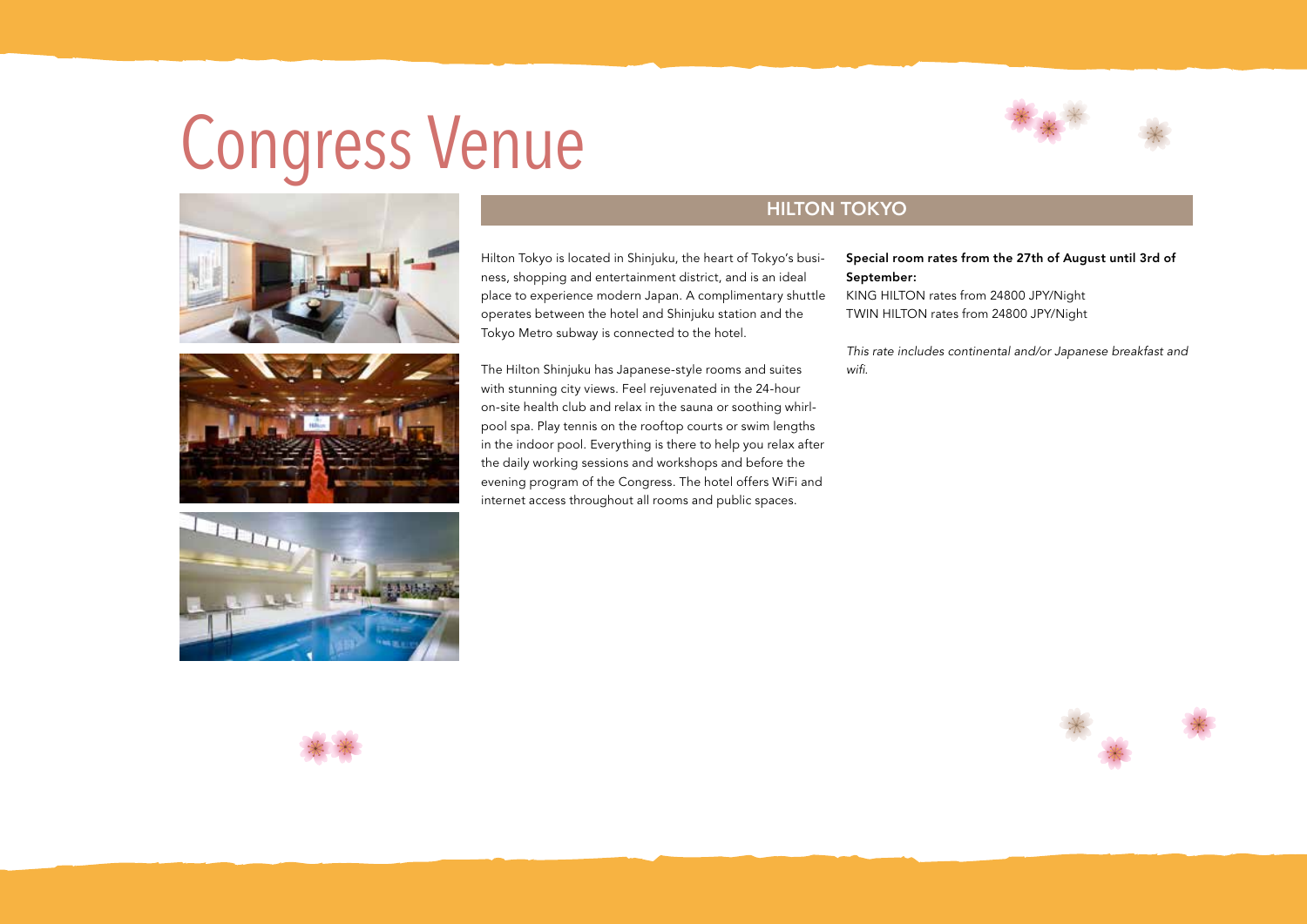# Congress Venue

## HILTON TOKYO

Hilton Tokyo is located in Shinjuku, the heart of Tokyo's business, shopping and entertainment district, and is an ideal place to experience modern Japan. A complimentary shuttle operates between the hotel and Shinjuku station and the Tokyo Metro subway is connected to the hotel.

The Hilton Shinjuku has Japanese-style rooms and suites with stunning city views. Feel rejuvenated in the 24-hour on-site health club and relax in the sauna or soothing whirlpool spa. Play tennis on the rooftop courts or swim lengths in the indoor pool. Everything is there to help you relax after the daily working sessions and workshops and before the evening program of the Congress. The hotel offers WiFi and internet access throughout all rooms and public spaces.

**Special room rates from the 27th of August until 3rd of September:**

KING HILTON rates from 24800 JPY/Night
TWIN HILTON rates from 24800 JPY/Night

*This rate includes continental and/or Japanese breakfast and wifi.*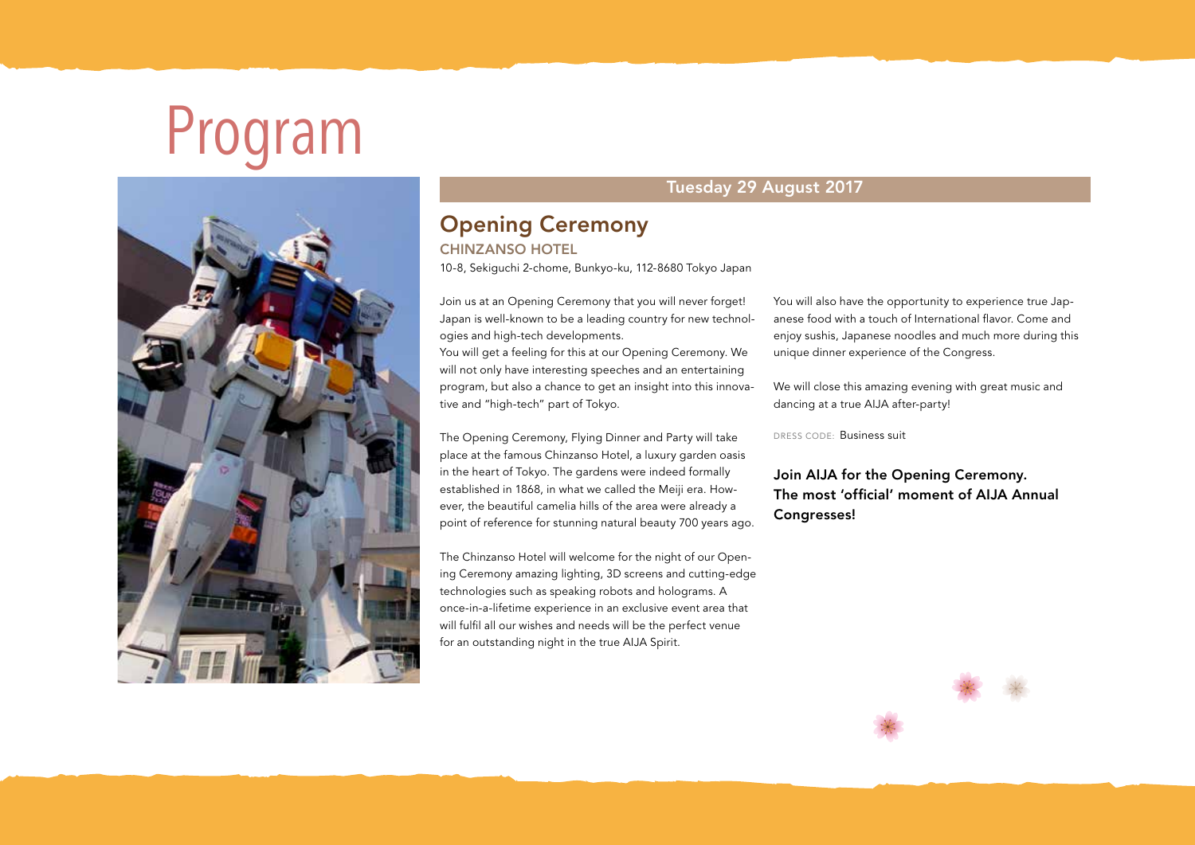# Program

## Tuesday 29 August 2017

## Opening Ceremony

### CHINZANSO HOTEL

10-8, Sekiguchi 2-chome, Bunkyo-ku, 112-8680 Tokyo Japan

Join us at an Opening Ceremony that you will never forget! Japan is well-known to be a leading country for new technologies and high-tech developments.

You will get a feeling for this at our Opening Ceremony. We will not only have interesting speeches and an entertaining program, but also a chance to get an insight into this innovative and "high-tech" part of Tokyo.

The Opening Ceremony, Flying Dinner and Party will take place at the famous Chinzanso Hotel, a luxury garden oasis in the heart of Tokyo. The gardens were indeed formally established in 1868, in what we called the Meiji era. However, the beautiful camelia hills of the area were already a point of reference for stunning natural beauty 700 years ago.

The Chinzanso Hotel will welcome for the night of our Opening Ceremony amazing lighting, 3D screens and cutting-edge technologies such as speaking robots and holograms. A once-in-a-lifetime experience in an exclusive event area that will fulfil all our wishes and needs will be the perfect venue for an outstanding night in the true AIJA Spirit.

You will also have the opportunity to experience true Japanese food with a touch of International flavor. Come and enjoy sushis, Japanese noodles and much more during this unique dinner experience of the Congress.

We will close this amazing evening with great music and dancing at a true AIJA after-party!

DRESS CODE: Business suit

**Join AIJA for the Opening Ceremony. The most 'official' moment of AIJA Annual Congresses!**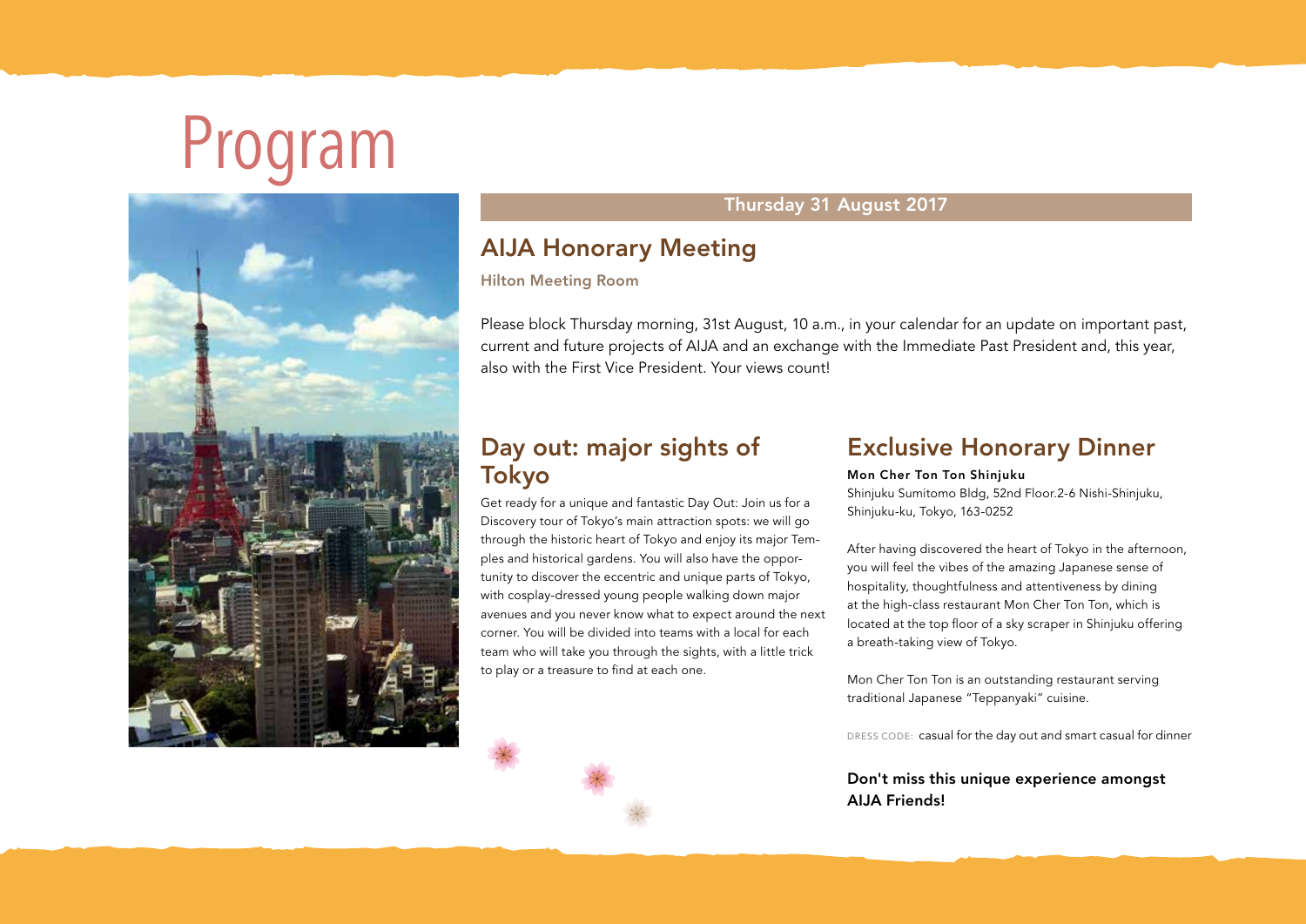# Program

## Thursday 31 August 2017

## AIJA Honorary Meeting

**Hilton Meeting Room**

Please block Thursday morning, 31st August, 10 a.m., in your calendar for an update on important past, current and future projects of AIJA and an exchange with the Immediate Past President and, this year, also with the First Vice President. Your views count!

## Day out: major sights of Tokyo

Get ready for a unique and fantastic Day Out: Join us for a Discovery tour of Tokyo's main attraction spots: we will go through the historic heart of Tokyo and enjoy its major Temples and historical gardens. You will also have the opportunity to discover the eccentric and unique parts of Tokyo, with cosplay-dressed young people walking down major avenues and you never know what to expect around the next corner. You will be divided into teams with a local for each team who will take you through the sights, with a little trick to play or a treasure to find at each one.

## Exclusive Honorary Dinner

**Mon Cher Ton Ton Shinjuku**
Shinjuku Sumitomo Bldg, 52nd Floor.2-6 Nishi-Shinjuku, Shinjuku-ku, Tokyo, 163-0252

After having discovered the heart of Tokyo in the afternoon, you will feel the vibes of the amazing Japanese sense of hospitality, thoughtfulness and attentiveness by dining at the high-class restaurant Mon Cher Ton Ton, which is located at the top floor of a sky scraper in Shinjuku offering a breath-taking view of Tokyo.

Mon Cher Ton Ton is an outstanding restaurant serving traditional Japanese "Teppanyaki" cuisine.

DRESS CODE: casual for the day out and smart casual for dinner

**Don't miss this unique experience amongst AIJA Friends!**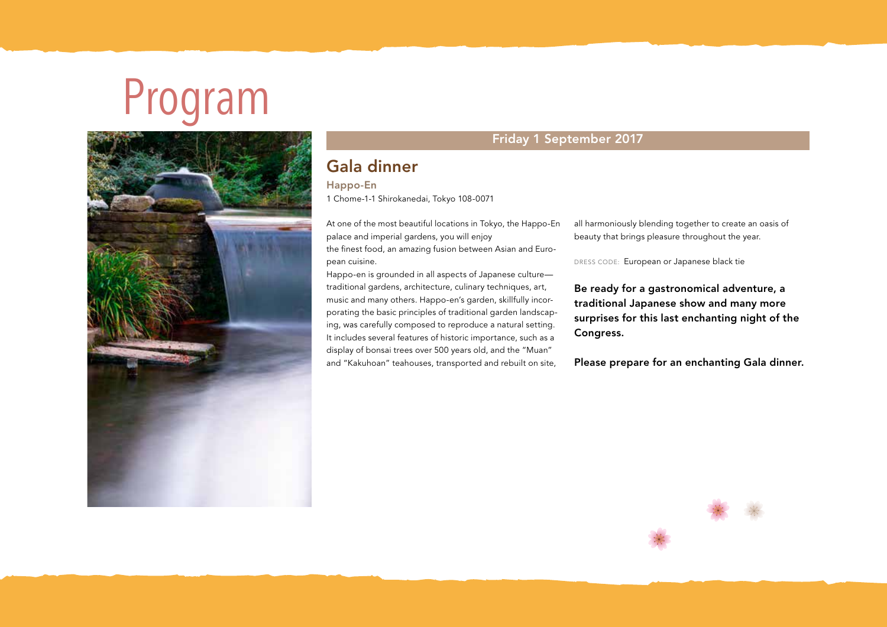# Program

## Friday 1 September 2017

## Gala dinner

### Happo-En

1 Chome-1-1 Shirokanedai, Tokyo 108-0071

At one of the most beautiful locations in Tokyo, the Happo-En palace and imperial gardens, you will enjoy the finest food, an amazing fusion between Asian and European cuisine.

Happo-en is grounded in all aspects of Japanese culture—traditional gardens, architecture, culinary techniques, art, music and many others. Happo-en's garden, skillfully incorporating the basic principles of traditional garden landscaping, was carefully composed to reproduce a natural setting. It includes several features of historic importance, such as a display of bonsai trees over 500 years old, and the "Muan" and "Kakuhoan" teahouses, transported and rebuilt on site, all harmoniously blending together to create an oasis of beauty that brings pleasure throughout the year.

DRESS CODE: European or Japanese black tie

**Be ready for a gastronomical adventure, a traditional Japanese show and many more surprises for this last enchanting night of the Congress.**

**Please prepare for an enchanting Gala dinner.**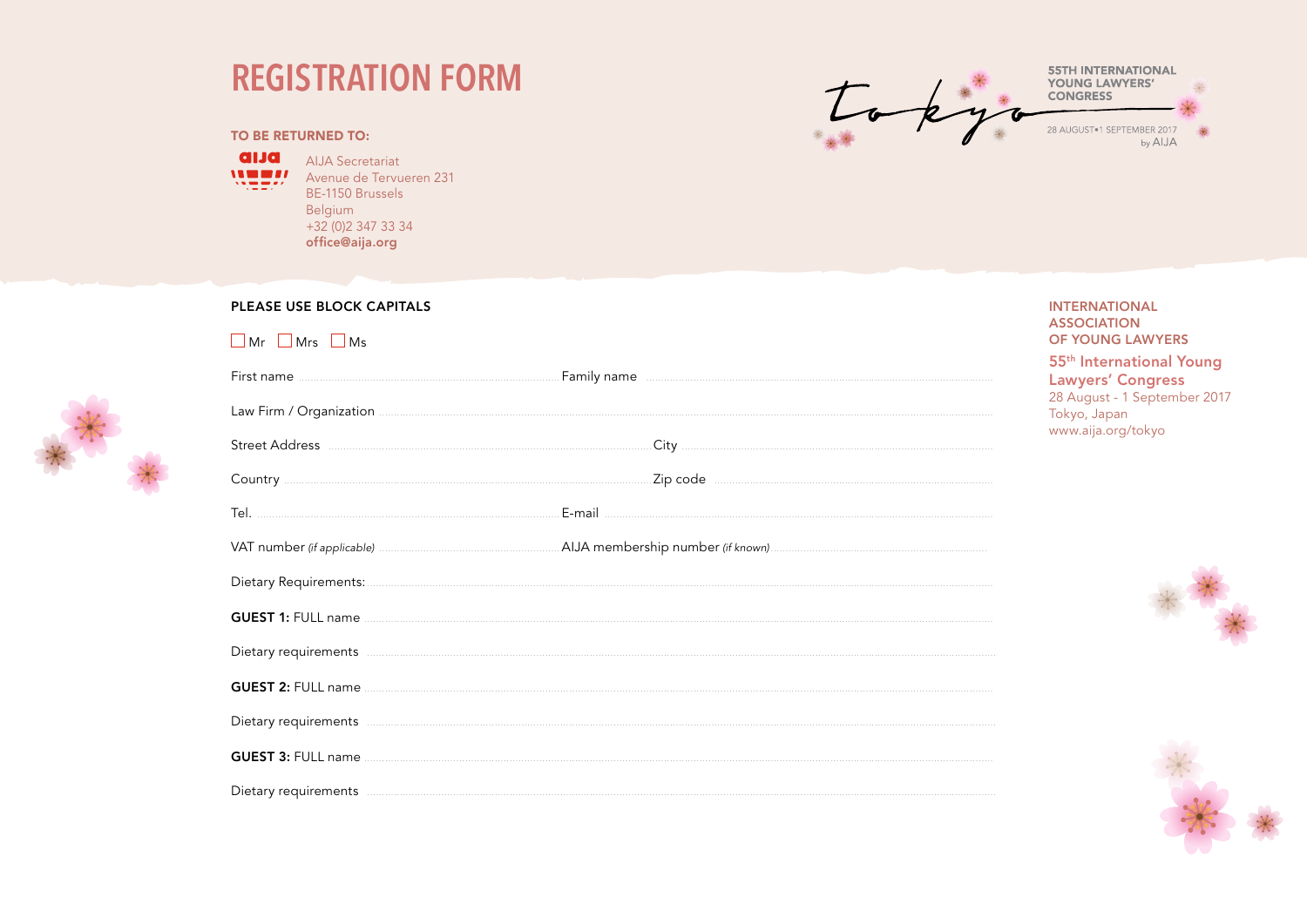# REGISTRATION FORM

**TO BE RETURNED TO:**

AIJA Secretariat
Avenue de Tervueren 231
BE-1150 Brussels
Belgium
+32 (0)2 347 33 34
**office@aija.org**

Tokyo

55TH INTERNATIONAL YOUNG LAWYERS' CONGRESS
28 AUGUST•1 SEPTEMBER 2017
by AIJA

**INTERNATIONAL ASSOCIATION OF YOUNG LAWYERS**

**55th International Young Lawyers' Congress**
28 August - 1 September 2017
Tokyo, Japan
www.aija.org/tokyo

**PLEASE USE BLOCK CAPITALS**

☐ Mr ☐ Mrs ☐ Ms

First name ............................................ Family name ............................................

Law Firm / Organization ............................................

Street Address ............................................ City ............................................

Country ............................................ Zip code ............................................

Tel. ............................................ E-mail ............................................

VAT number *(if applicable)* ............................................ AIJA membership number *(if known)* ............................................

Dietary Requirements: ............................................

**GUEST 1:** FULL name ............................................

Dietary requirements ............................................

**GUEST 2:** FULL name ............................................

Dietary requirements ............................................

**GUEST 3:** FULL name ............................................

Dietary requirements ............................................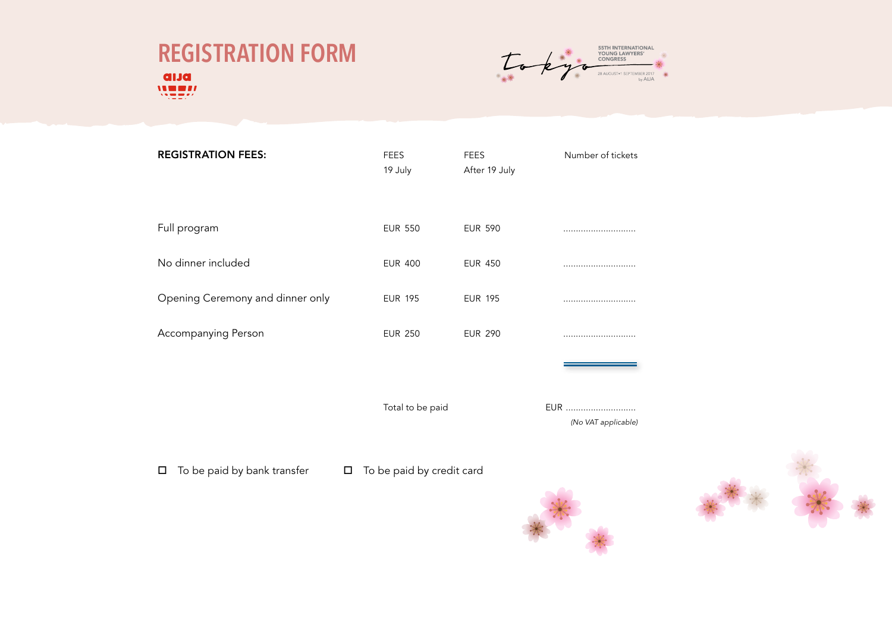# REGISTRATION FORM

| REGISTRATION FEES: | FEES 19 July | FEES After 19 July | Number of tickets |
|---|---|---|---|
| Full program | EUR 550 | EUR 590 | ............................ |
| No dinner included | EUR 400 | EUR 450 | ............................ |
| Opening Ceremony and dinner only | EUR 195 | EUR 195 | ............................ |
| Accompanying Person | EUR 250 | EUR 290 | ............................ |

Total to be paid EUR ............................

*(No VAT applicable)*

☐ To be paid by bank transfer ☐ To be paid by credit card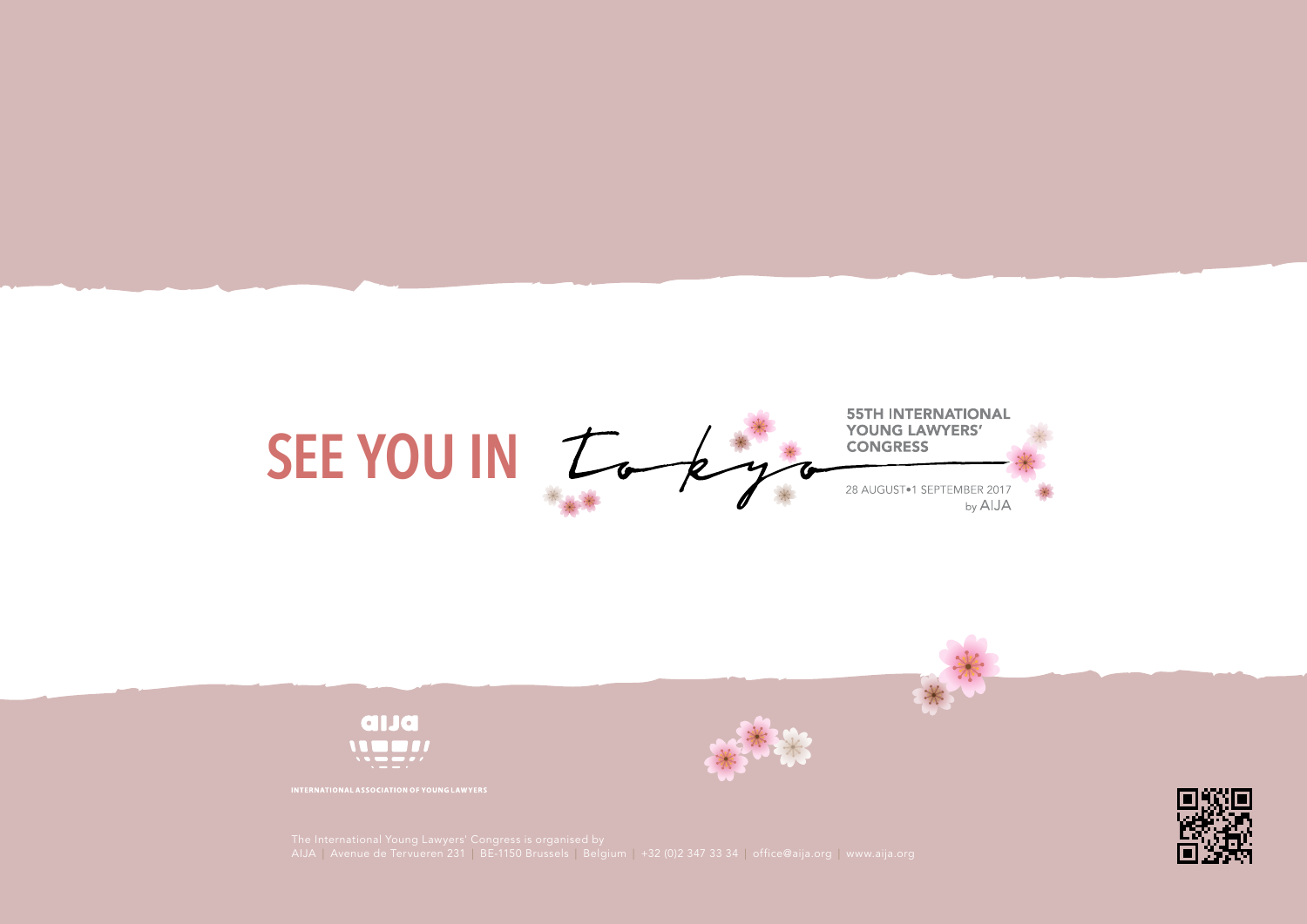# SEE YOU IN Tokyo

55TH INTERNATIONAL YOUNG LAWYERS' CONGRESS

28 AUGUST•1 SEPTEMBER 2017

by AIJA

aija

INTERNATIONAL ASSOCIATION OF YOUNG LAWYERS

The International Young Lawyers' Congress is organised by
AIJA | Avenue de Tervueren 231 | BE-1150 Brussels | Belgium | +32 (0)2 347 33 34 | office@aija.org | www.aija.org